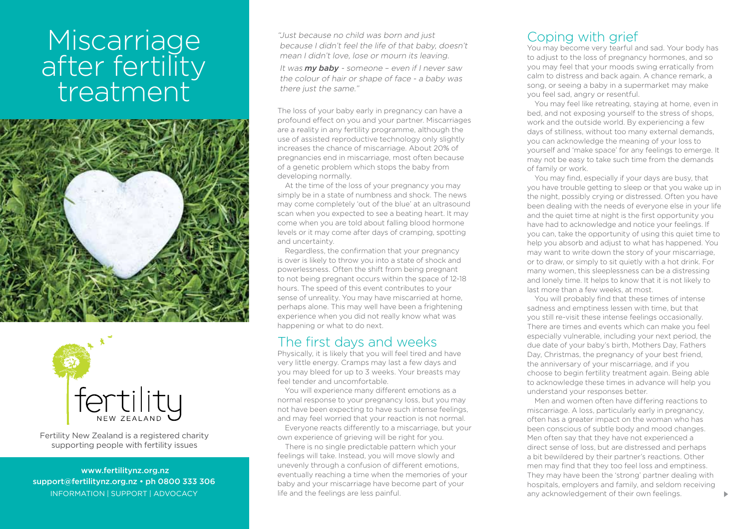# Miscarriage after fertility treatment

fertility NEW ZEALAND

Fertility New Zealand is a registered charity supporting people with fertility issues

www.fertilitynz.org.nz
support@fertilitynz.org.nz • ph 0800 333 306
INFORMATION | SUPPORT | ADVOCACY

*"Just because no child was born and just because I didn't feel the life of that baby, doesn't mean I didn't love, lose or mourn its leaving.*

*It was **my baby** - someone – even if I never saw the colour of hair or shape of face - a baby was there just the same."*

The loss of your baby early in pregnancy can have a profound effect on you and your partner. Miscarriages are a reality in any fertility programme, although the use of assisted reproductive technology only slightly increases the chance of miscarriage. About 20% of pregnancies end in miscarriage, most often because of a genetic problem which stops the baby from developing normally.

At the time of the loss of your pregnancy you may simply be in a state of numbness and shock. The news may come completely 'out of the blue' at an ultrasound scan when you expected to see a beating heart. It may come when you are told about falling blood hormone levels or it may come after days of cramping, spotting and uncertainty.

Regardless, the confirmation that your pregnancy is over is likely to throw you into a state of shock and powerlessness. Often the shift from being pregnant to not being pregnant occurs within the space of 12-18 hours. The speed of this event contributes to your sense of unreality. You may have miscarried at home, perhaps alone. This may well have been a frightening experience when you did not really know what was happening or what to do next.

## The first days and weeks

Physically, it is likely that you will feel tired and have very little energy. Cramps may last a few days and you may bleed for up to 3 weeks. Your breasts may feel tender and uncomfortable.

You will experience many different emotions as a normal response to your pregnancy loss, but you may not have been expecting to have such intense feelings, and may feel worried that your reaction is not normal.

Everyone reacts differently to a miscarriage, but your own experience of grieving will be right for you.

There is no single predictable pattern which your feelings will take. Instead, you will move slowly and unevenly through a confusion of different emotions, eventually reaching a time when the memories of your baby and your miscarriage have become part of your life and the feelings are less painful.

## Coping with grief

You may become very tearful and sad. Your body has to adjust to the loss of pregnancy hormones, and so you may feel that your moods swing erratically from calm to distress and back again. A chance remark, a song, or seeing a baby in a supermarket may make you feel sad, angry or resentful.

You may feel like retreating, staying at home, even in bed, and not exposing yourself to the stress of shops, work and the outside world. By experiencing a few days of stillness, without too many external demands, you can acknowledge the meaning of your loss to yourself and 'make space' for any feelings to emerge. It may not be easy to take such time from the demands of family or work.

You may find, especially if your days are busy, that you have trouble getting to sleep or that you wake up in the night, possibly crying or distressed. Often you have been dealing with the needs of everyone else in your life and the quiet time at night is the first opportunity you have had to acknowledge and notice your feelings. If you can, take the opportunity of using this quiet time to help you absorb and adjust to what has happened. You may want to write down the story of your miscarriage, or to draw, or simply to sit quietly with a hot drink. For many women, this sleeplessness can be a distressing and lonely time. It helps to know that it is not likely to last more than a few weeks, at most.

You will probably find that these times of intense sadness and emptiness lessen with time, but that you still re-visit these intense feelings occasionally. There are times and events which can make you feel especially vulnerable, including your next period, the due date of your baby's birth, Mothers Day, Fathers Day, Christmas, the pregnancy of your best friend, the anniversary of your miscarriage, and if you choose to begin fertility treatment again. Being able to acknowledge these times in advance will help you understand your responses better.

Men and women often have differing reactions to miscarriage. A loss, particularly early in pregnancy, often has a greater impact on the woman who has been conscious of subtle body and mood changes. Men often say that they have not experienced a direct sense of loss, but are distressed and perhaps a bit bewildered by their partner's reactions. Other men may find that they too feel loss and emptiness. They may have been the 'strong' partner dealing with hospitals, employers and family, and seldom receiving any acknowledgement of their own feelings.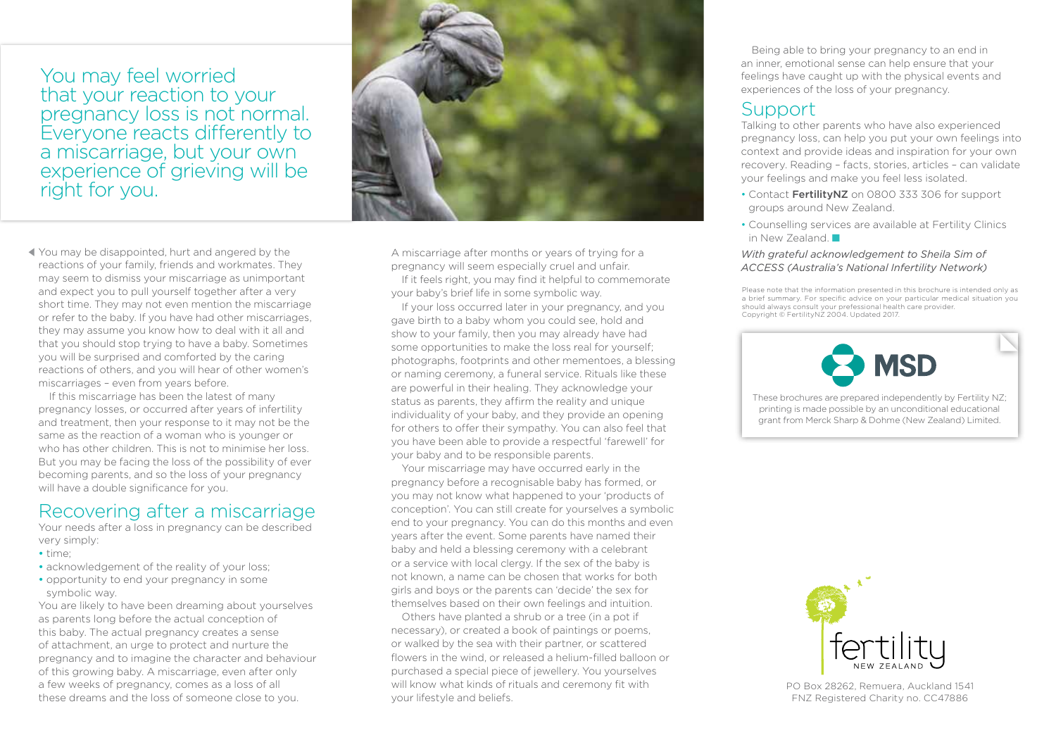You may feel worried that your reaction to your pregnancy loss is not normal. Everyone reacts differently to a miscarriage, but your own experience of grieving will be right for you.

You may be disappointed, hurt and angered by the reactions of your family, friends and workmates. They may seem to dismiss your miscarriage as unimportant and expect you to pull yourself together after a very short time. They may not even mention the miscarriage or refer to the baby. If you have had other miscarriages, they may assume you know how to deal with it all and that you should stop trying to have a baby. Sometimes you will be surprised and comforted by the caring reactions of others, and you will hear of other women's miscarriages – even from years before.

If this miscarriage has been the latest of many pregnancy losses, or occurred after years of infertility and treatment, then your response to it may not be the same as the reaction of a woman who is younger or who has other children. This is not to minimise her loss. But you may be facing the loss of the possibility of ever becoming parents, and so the loss of your pregnancy will have a double significance for you.

## Recovering after a miscarriage

Your needs after a loss in pregnancy can be described very simply:

- time;
- acknowledgement of the reality of your loss;
- opportunity to end your pregnancy in some symbolic way.

You are likely to have been dreaming about yourselves as parents long before the actual conception of this baby. The actual pregnancy creates a sense of attachment, an urge to protect and nurture the pregnancy and to imagine the character and behaviour of this growing baby. A miscarriage, even after only a few weeks of pregnancy, comes as a loss of all these dreams and the loss of someone close to you.

A miscarriage after months or years of trying for a pregnancy will seem especially cruel and unfair.

If it feels right, you may find it helpful to commemorate your baby's brief life in some symbolic way.

If your loss occurred later in your pregnancy, and you gave birth to a baby whom you could see, hold and show to your family, then you may already have had some opportunities to make the loss real for yourself; photographs, footprints and other mementoes, a blessing or naming ceremony, a funeral service. Rituals like these are powerful in their healing. They acknowledge your status as parents, they affirm the reality and unique individuality of your baby, and they provide an opening for others to offer their sympathy. You can also feel that you have been able to provide a respectful 'farewell' for your baby and to be responsible parents.

Your miscarriage may have occurred early in the pregnancy before a recognisable baby has formed, or you may not know what happened to your 'products of conception'. You can still create for yourselves a symbolic end to your pregnancy. You can do this months and even years after the event. Some parents have named their baby and held a blessing ceremony with a celebrant or a service with local clergy. If the sex of the baby is not known, a name can be chosen that works for both girls and boys or the parents can 'decide' the sex for themselves based on their own feelings and intuition.

Others have planted a shrub or a tree (in a pot if necessary), or created a book of paintings or poems, or walked by the sea with their partner, or scattered flowers in the wind, or released a helium-filled balloon or purchased a special piece of jewellery. You yourselves will know what kinds of rituals and ceremony fit with your lifestyle and beliefs.

Being able to bring your pregnancy to an end in an inner, emotional sense can help ensure that your feelings have caught up with the physical events and experiences of the loss of your pregnancy.

## Support

Talking to other parents who have also experienced pregnancy loss, can help you put your own feelings into context and provide ideas and inspiration for your own recovery. Reading – facts, stories, articles – can validate your feelings and make you feel less isolated.

- Contact **FertilityNZ** on 0800 333 306 for support groups around New Zealand.
- Counselling services are available at Fertility Clinics in New Zealand.

*With grateful acknowledgement to Sheila Sim of ACCESS (Australia's National Infertility Network)*

Please note that the information presented in this brochure is intended only as a brief summary. For specific advice on your particular medical situation you should always consult your professional health care provider. Copyright © FertilityNZ 2004. Updated 2017.

MSD

These brochures are prepared independently by Fertility NZ; printing is made possible by an unconditional educational grant from Merck Sharp & Dohme (New Zealand) Limited.

fertility NEW ZEALAND

PO Box 28262, Remuera, Auckland 1541
FNZ Registered Charity no. CC47886